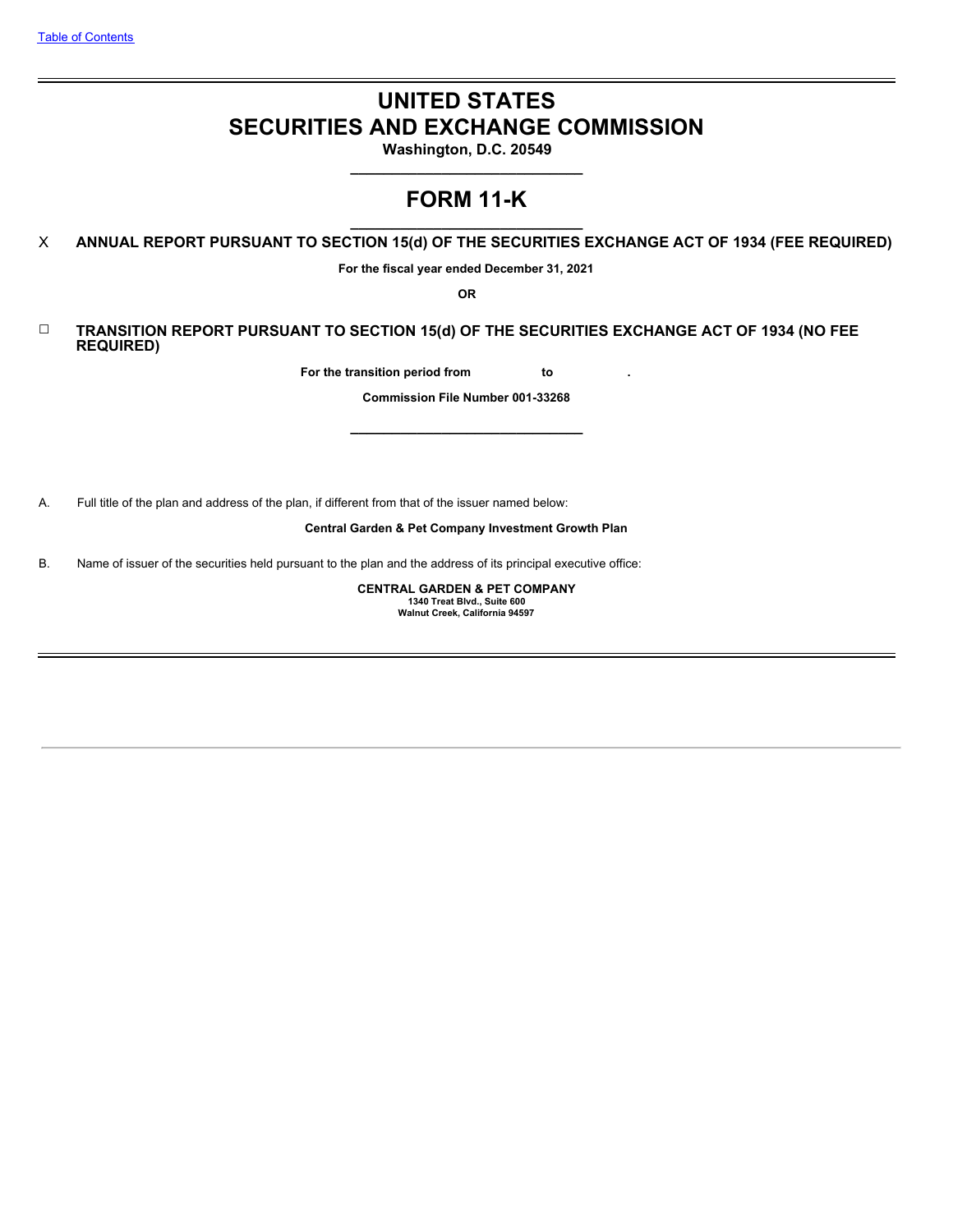[Table of Contents](#)

# UNITED STATES
# SECURITIES AND EXCHANGE COMMISSION

**Washington, D.C. 20549**

# FORM 11-K

X **ANNUAL REPORT PURSUANT TO SECTION 15(d) OF THE SECURITIES EXCHANGE ACT OF 1934 (FEE REQUIRED)**

**For the fiscal year ended December 31, 2021**

**OR**

☐ **TRANSITION REPORT PURSUANT TO SECTION 15(d) OF THE SECURITIES EXCHANGE ACT OF 1934 (NO FEE REQUIRED)**

**For the transition period from to .**

**Commission File Number 001-33268**

A. Full title of the plan and address of the plan, if different from that of the issuer named below:

**Central Garden & Pet Company Investment Growth Plan**

B. Name of issuer of the securities held pursuant to the plan and the address of its principal executive office:

**CENTRAL GARDEN & PET COMPANY**
**1340 Treat Blvd., Suite 600**
**Walnut Creek, California 94597**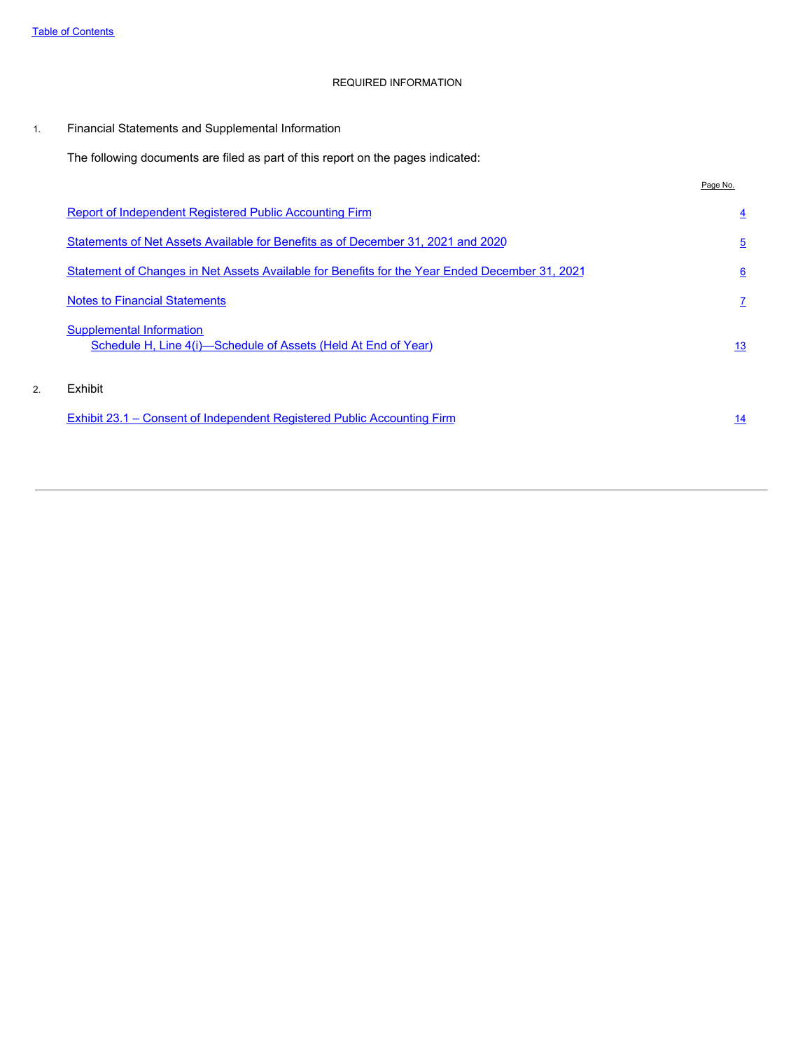## REQUIRED INFORMATION

1. Financial Statements and Supplemental Information

The following documents are filed as part of this report on the pages indicated:

| | Page No. |
|---|---|
| Report of Independent Registered Public Accounting Firm | 4 |
| Statements of Net Assets Available for Benefits as of December 31, 2021 and 2020 | 5 |
| Statement of Changes in Net Assets Available for Benefits for the Year Ended December 31, 2021 | 6 |
| Notes to Financial Statements | 7 |
| Supplemental Information<br>Schedule H, Line 4(i)—Schedule of Assets (Held At End of Year) | 13 |

2. Exhibit

| | |
|---|---|
| Exhibit 23.1 – Consent of Independent Registered Public Accounting Firm | 14 |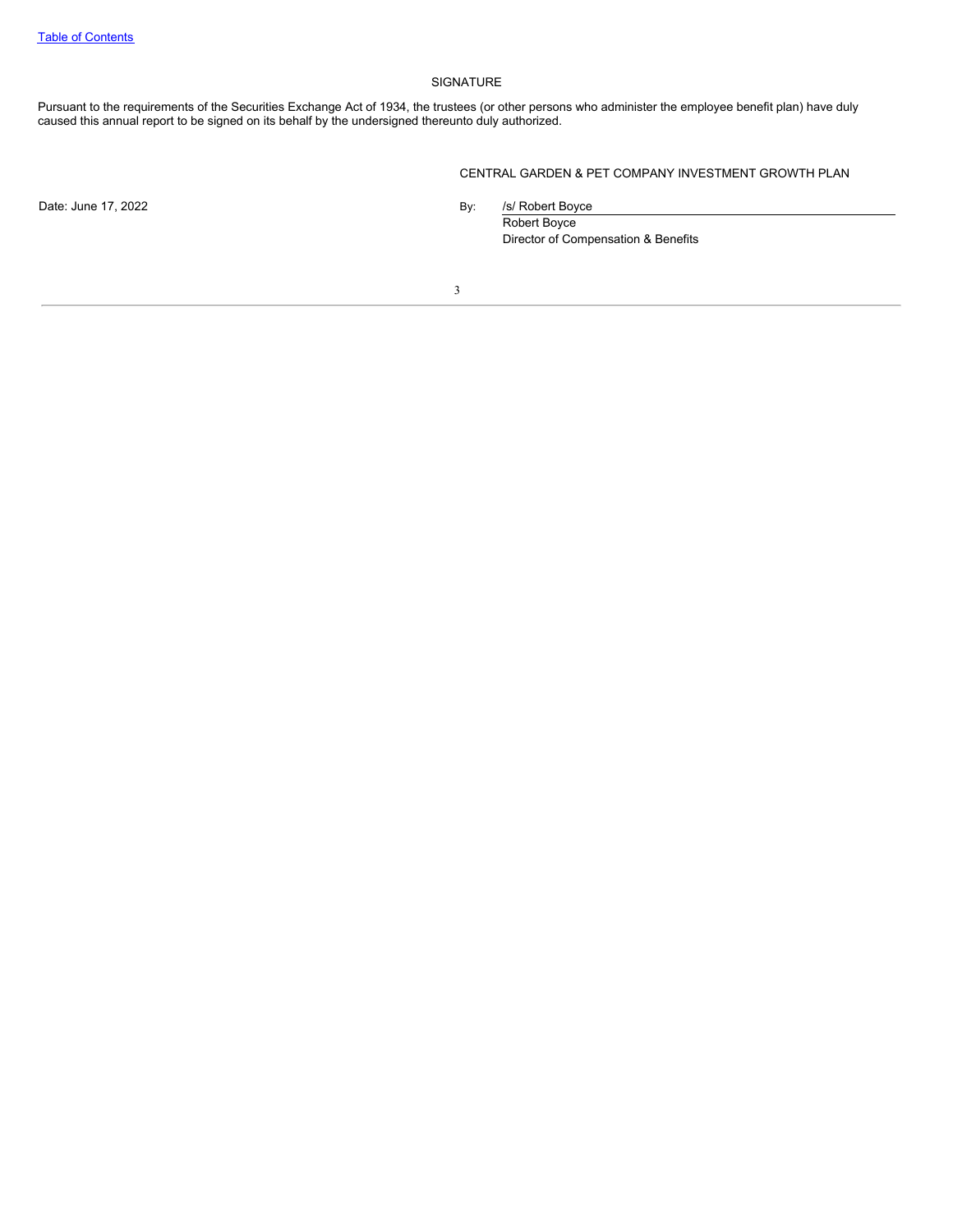# SIGNATURE

Pursuant to the requirements of the Securities Exchange Act of 1934, the trustees (or other persons who administer the employee benefit plan) have duly caused this annual report to be signed on its behalf by the undersigned thereunto duly authorized.

CENTRAL GARDEN & PET COMPANY INVESTMENT GROWTH PLAN

Date: June 17, 2022

By: /s/ Robert Boyce
Robert Boyce
Director of Compensation & Benefits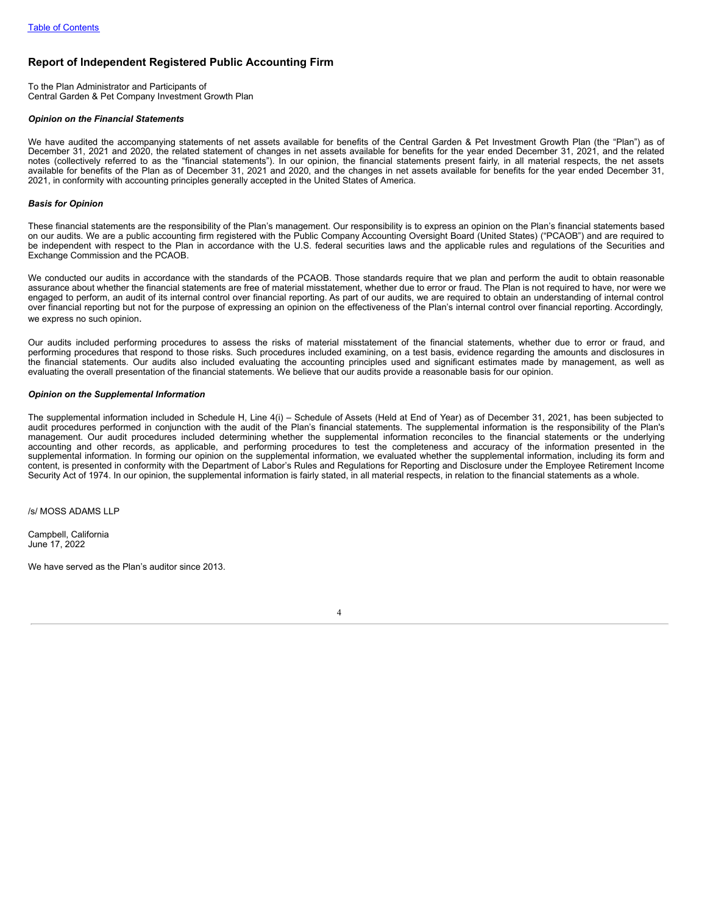[Table of Contents](#)

## Report of Independent Registered Public Accounting Firm

To the Plan Administrator and Participants of
Central Garden & Pet Company Investment Growth Plan

***Opinion on the Financial Statements***

We have audited the accompanying statements of net assets available for benefits of the Central Garden & Pet Investment Growth Plan (the "Plan") as of December 31, 2021 and 2020, the related statement of changes in net assets available for benefits for the year ended December 31, 2021, and the related notes (collectively referred to as the "financial statements"). In our opinion, the financial statements present fairly, in all material respects, the net assets available for benefits of the Plan as of December 31, 2021 and 2020, and the changes in net assets available for benefits for the year ended December 31, 2021, in conformity with accounting principles generally accepted in the United States of America.

***Basis for Opinion***

These financial statements are the responsibility of the Plan's management. Our responsibility is to express an opinion on the Plan's financial statements based on our audits. We are a public accounting firm registered with the Public Company Accounting Oversight Board (United States) ("PCAOB") and are required to be independent with respect to the Plan in accordance with the U.S. federal securities laws and the applicable rules and regulations of the Securities and Exchange Commission and the PCAOB.

We conducted our audits in accordance with the standards of the PCAOB. Those standards require that we plan and perform the audit to obtain reasonable assurance about whether the financial statements are free of material misstatement, whether due to error or fraud. The Plan is not required to have, nor were we engaged to perform, an audit of its internal control over financial reporting. As part of our audits, we are required to obtain an understanding of internal control over financial reporting but not for the purpose of expressing an opinion on the effectiveness of the Plan's internal control over financial reporting. Accordingly, we express no such opinion.

Our audits included performing procedures to assess the risks of material misstatement of the financial statements, whether due to error or fraud, and performing procedures that respond to those risks. Such procedures included examining, on a test basis, evidence regarding the amounts and disclosures in the financial statements. Our audits also included evaluating the accounting principles used and significant estimates made by management, as well as evaluating the overall presentation of the financial statements. We believe that our audits provide a reasonable basis for our opinion.

***Opinion on the Supplemental Information***

The supplemental information included in Schedule H, Line 4(i) – Schedule of Assets (Held at End of Year) as of December 31, 2021, has been subjected to audit procedures performed in conjunction with the audit of the Plan's financial statements. The supplemental information is the responsibility of the Plan's management. Our audit procedures included determining whether the supplemental information reconciles to the financial statements or the underlying accounting and other records, as applicable, and performing procedures to test the completeness and accuracy of the information presented in the supplemental information. In forming our opinion on the supplemental information, we evaluated whether the supplemental information, including its form and content, is presented in conformity with the Department of Labor's Rules and Regulations for Reporting and Disclosure under the Employee Retirement Income Security Act of 1974. In our opinion, the supplemental information is fairly stated, in all material respects, in relation to the financial statements as a whole.

/s/ MOSS ADAMS LLP

Campbell, California
June 17, 2022

We have served as the Plan's auditor since 2013.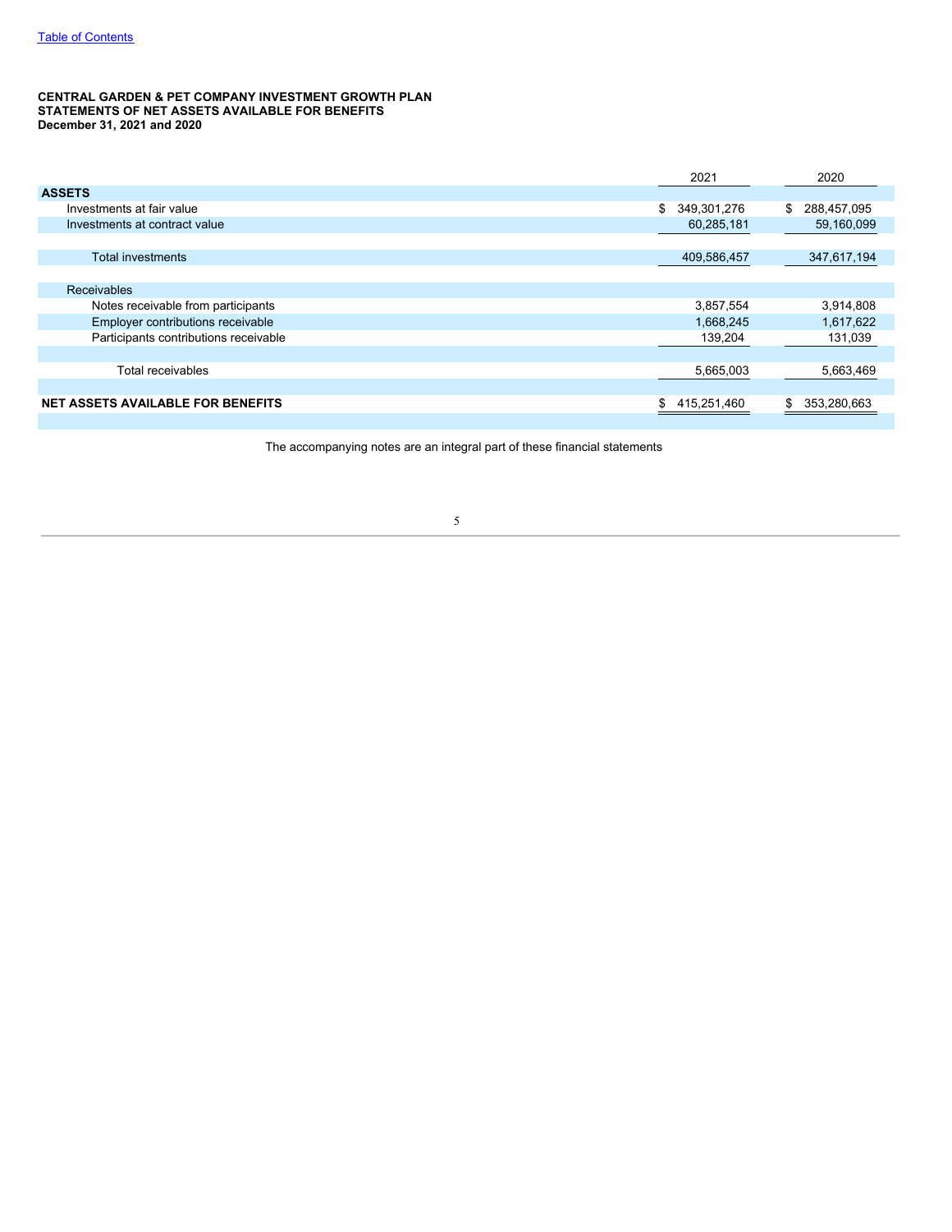**CENTRAL GARDEN & PET COMPANY INVESTMENT GROWTH PLAN**
**STATEMENTS OF NET ASSETS AVAILABLE FOR BENEFITS**
**December 31, 2021 and 2020**

| | 2021 | 2020 |
|---|---|---|
| **ASSETS** | | |
| Investments at fair value | $ 349,301,276 | $ 288,457,095 |
| Investments at contract value | 60,285,181 | 59,160,099 |
| Total investments | 409,586,457 | 347,617,194 |
| Receivables | | |
| Notes receivable from participants | 3,857,554 | 3,914,808 |
| Employer contributions receivable | 1,668,245 | 1,617,622 |
| Participants contributions receivable | 139,204 | 131,039 |
| Total receivables | 5,665,003 | 5,663,469 |
| **NET ASSETS AVAILABLE FOR BENEFITS** | $ 415,251,460 | $ 353,280,663 |

The accompanying notes are an integral part of these financial statements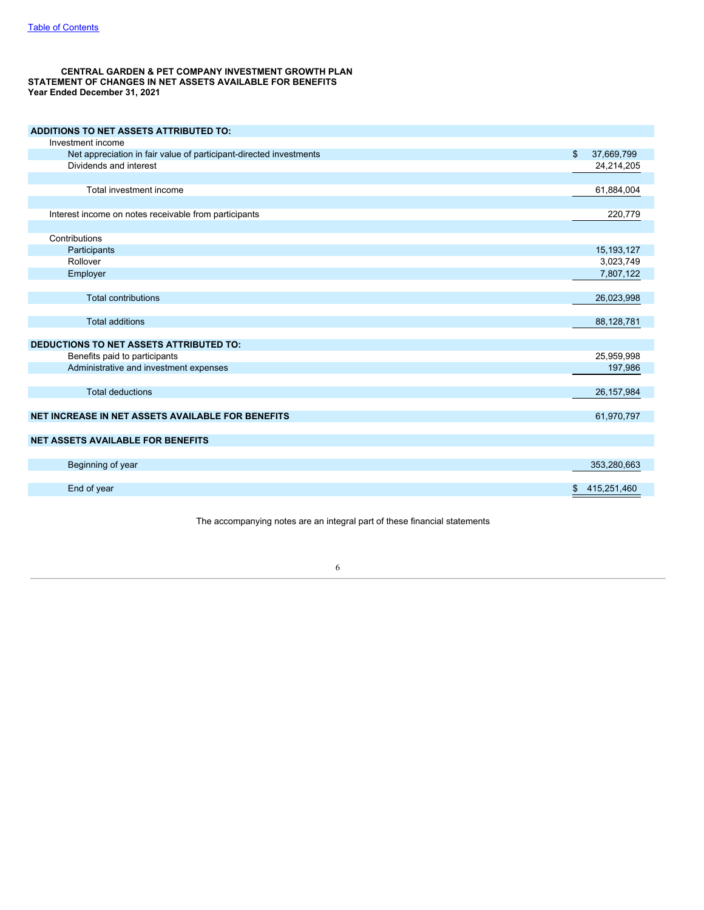[Table of Contents]

**CENTRAL GARDEN & PET COMPANY INVESTMENT GROWTH PLAN**
**STATEMENT OF CHANGES IN NET ASSETS AVAILABLE FOR BENEFITS**
**Year Ended December 31, 2021**

| | |
|---|---|
| **ADDITIONS TO NET ASSETS ATTRIBUTED TO:** | |
| Investment income | |
| Net appreciation in fair value of participant-directed investments | $ 37,669,799 |
| Dividends and interest | 24,214,205 |
| Total investment income | 61,884,004 |
| Interest income on notes receivable from participants | 220,779 |
| Contributions | |
| Participants | 15,193,127 |
| Rollover | 3,023,749 |
| Employer | 7,807,122 |
| Total contributions | 26,023,998 |
| Total additions | 88,128,781 |
| **DEDUCTIONS TO NET ASSETS ATTRIBUTED TO:** | |
| Benefits paid to participants | 25,959,998 |
| Administrative and investment expenses | 197,986 |
| Total deductions | 26,157,984 |
| **NET INCREASE IN NET ASSETS AVAILABLE FOR BENEFITS** | 61,970,797 |
| **NET ASSETS AVAILABLE FOR BENEFITS** | |
| Beginning of year | 353,280,663 |
| End of year | $ 415,251,460 |

The accompanying notes are an integral part of these financial statements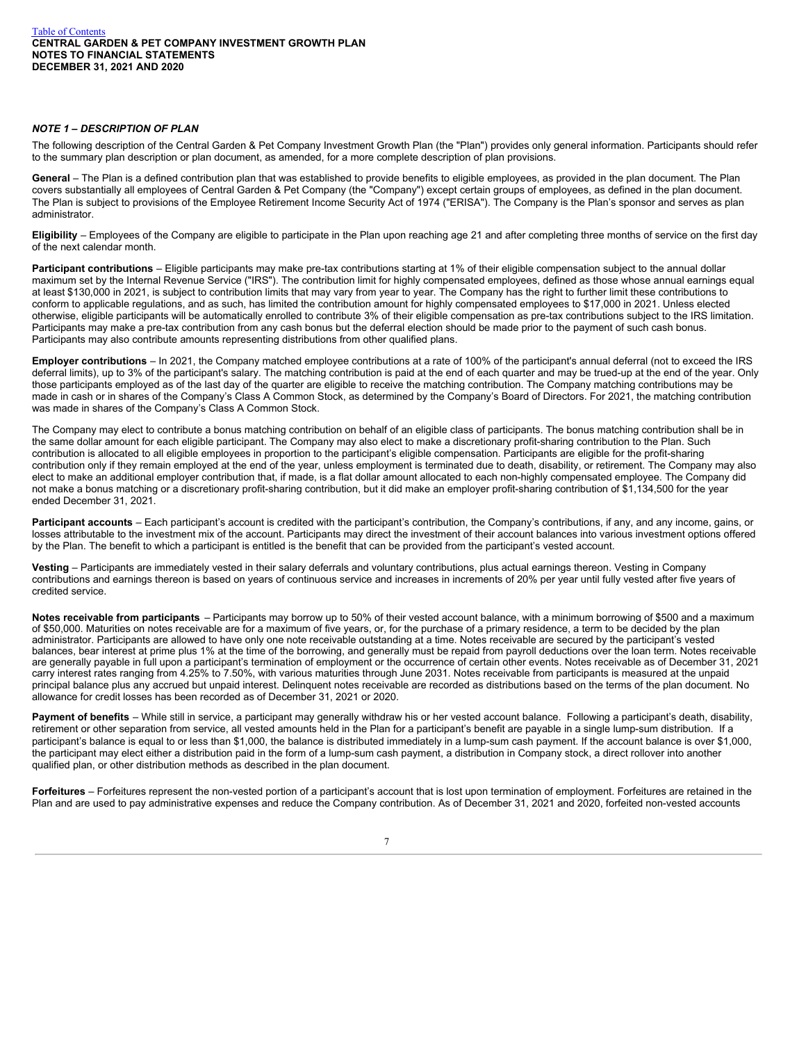CENTRAL GARDEN & PET COMPANY INVESTMENT GROWTH PLAN
NOTES TO FINANCIAL STATEMENTS
DECEMBER 31, 2021 AND 2020

### *NOTE 1 – DESCRIPTION OF PLAN*

The following description of the Central Garden & Pet Company Investment Growth Plan (the "Plan") provides only general information. Participants should refer to the summary plan description or plan document, as amended, for a more complete description of plan provisions.

**General** – The Plan is a defined contribution plan that was established to provide benefits to eligible employees, as provided in the plan document. The Plan covers substantially all employees of Central Garden & Pet Company (the "Company") except certain groups of employees, as defined in the plan document. The Plan is subject to provisions of the Employee Retirement Income Security Act of 1974 ("ERISA"). The Company is the Plan's sponsor and serves as plan administrator.

**Eligibility** – Employees of the Company are eligible to participate in the Plan upon reaching age 21 and after completing three months of service on the first day of the next calendar month.

**Participant contributions** – Eligible participants may make pre-tax contributions starting at 1% of their eligible compensation subject to the annual dollar maximum set by the Internal Revenue Service ("IRS"). The contribution limit for highly compensated employees, defined as those whose annual earnings equal at least $130,000 in 2021, is subject to contribution limits that may vary from year to year. The Company has the right to further limit these contributions to conform to applicable regulations, and as such, has limited the contribution amount for highly compensated employees to $17,000 in 2021. Unless elected otherwise, eligible participants will be automatically enrolled to contribute 3% of their eligible compensation as pre-tax contributions subject to the IRS limitation. Participants may make a pre-tax contribution from any cash bonus but the deferral election should be made prior to the payment of such cash bonus. Participants may also contribute amounts representing distributions from other qualified plans.

**Employer contributions** – In 2021, the Company matched employee contributions at a rate of 100% of the participant's annual deferral (not to exceed the IRS deferral limits), up to 3% of the participant's salary. The matching contribution is paid at the end of each quarter and may be trued-up at the end of the year. Only those participants employed as of the last day of the quarter are eligible to receive the matching contribution. The Company matching contributions may be made in cash or in shares of the Company's Class A Common Stock, as determined by the Company's Board of Directors. For 2021, the matching contribution was made in shares of the Company's Class A Common Stock.

The Company may elect to contribute a bonus matching contribution on behalf of an eligible class of participants. The bonus matching contribution shall be in the same dollar amount for each eligible participant. The Company may also elect to make a discretionary profit-sharing contribution to the Plan. Such contribution is allocated to all eligible employees in proportion to the participant's eligible compensation. Participants are eligible for the profit-sharing contribution only if they remain employed at the end of the year, unless employment is terminated due to death, disability, or retirement. The Company may also elect to make an additional employer contribution that, if made, is a flat dollar amount allocated to each non-highly compensated employee. The Company did not make a bonus matching or a discretionary profit-sharing contribution, but it did make an employer profit-sharing contribution of $1,134,500 for the year ended December 31, 2021.

**Participant accounts** – Each participant's account is credited with the participant's contribution, the Company's contributions, if any, and any income, gains, or losses attributable to the investment mix of the account. Participants may direct the investment of their account balances into various investment options offered by the Plan. The benefit to which a participant is entitled is the benefit that can be provided from the participant's vested account.

**Vesting** – Participants are immediately vested in their salary deferrals and voluntary contributions, plus actual earnings thereon. Vesting in Company contributions and earnings thereon is based on years of continuous service and increases in increments of 20% per year until fully vested after five years of credited service.

**Notes receivable from participants** – Participants may borrow up to 50% of their vested account balance, with a minimum borrowing of $500 and a maximum of $50,000. Maturities on notes receivable are for a maximum of five years, or, for the purchase of a primary residence, a term to be decided by the plan administrator. Participants are allowed to have only one note receivable outstanding at a time. Notes receivable are secured by the participant's vested balances, bear interest at prime plus 1% at the time of the borrowing, and generally must be repaid from payroll deductions over the loan term. Notes receivable are generally payable in full upon a participant's termination of employment or the occurrence of certain other events. Notes receivable as of December 31, 2021 carry interest rates ranging from 4.25% to 7.50%, with various maturities through June 2031. Notes receivable from participants is measured at the unpaid principal balance plus any accrued but unpaid interest. Delinquent notes receivable are recorded as distributions based on the terms of the plan document. No allowance for credit losses has been recorded as of December 31, 2021 or 2020.

**Payment of benefits** – While still in service, a participant may generally withdraw his or her vested account balance. Following a participant's death, disability, retirement or other separation from service, all vested amounts held in the Plan for a participant's benefit are payable in a single lump-sum distribution. If a participant's balance is equal to or less than $1,000, the balance is distributed immediately in a lump-sum cash payment. If the account balance is over $1,000, the participant may elect either a distribution paid in the form of a lump-sum cash payment, a distribution in Company stock, a direct rollover into another qualified plan, or other distribution methods as described in the plan document.

**Forfeitures** – Forfeitures represent the non-vested portion of a participant's account that is lost upon termination of employment. Forfeitures are retained in the Plan and are used to pay administrative expenses and reduce the Company contribution. As of December 31, 2021 and 2020, forfeited non-vested accounts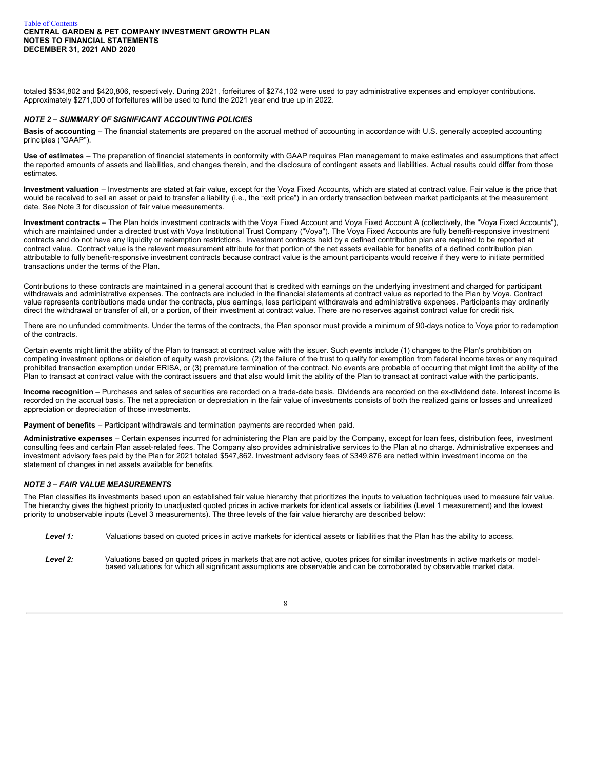totaled $534,802 and $420,806, respectively. During 2021, forfeitures of $274,102 were used to pay administrative expenses and employer contributions. Approximately $271,000 of forfeitures will be used to fund the 2021 year end true up in 2022.

### *NOTE 2 – SUMMARY OF SIGNIFICANT ACCOUNTING POLICIES*

**Basis of accounting** – The financial statements are prepared on the accrual method of accounting in accordance with U.S. generally accepted accounting principles ("GAAP").

**Use of estimates** – The preparation of financial statements in conformity with GAAP requires Plan management to make estimates and assumptions that affect the reported amounts of assets and liabilities, and changes therein, and the disclosure of contingent assets and liabilities. Actual results could differ from those estimates.

**Investment valuation** – Investments are stated at fair value, except for the Voya Fixed Accounts, which are stated at contract value. Fair value is the price that would be received to sell an asset or paid to transfer a liability (i.e., the "exit price") in an orderly transaction between market participants at the measurement date. See Note 3 for discussion of fair value measurements.

**Investment contracts** – The Plan holds investment contracts with the Voya Fixed Account and Voya Fixed Account A (collectively, the "Voya Fixed Accounts"), which are maintained under a directed trust with Voya Institutional Trust Company ("Voya"). The Voya Fixed Accounts are fully benefit-responsive investment contracts and do not have any liquidity or redemption restrictions. Investment contracts held by a defined contribution plan are required to be reported at contract value. Contract value is the relevant measurement attribute for that portion of the net assets available for benefits of a defined contribution plan attributable to fully benefit-responsive investment contracts because contract value is the amount participants would receive if they were to initiate permitted transactions under the terms of the Plan.

Contributions to these contracts are maintained in a general account that is credited with earnings on the underlying investment and charged for participant withdrawals and administrative expenses. The contracts are included in the financial statements at contract value as reported to the Plan by Voya. Contract value represents contributions made under the contracts, plus earnings, less participant withdrawals and administrative expenses. Participants may ordinarily direct the withdrawal or transfer of all, or a portion, of their investment at contract value. There are no reserves against contract value for credit risk.

There are no unfunded commitments. Under the terms of the contracts, the Plan sponsor must provide a minimum of 90-days notice to Voya prior to redemption of the contracts.

Certain events might limit the ability of the Plan to transact at contract value with the issuer. Such events include (1) changes to the Plan's prohibition on competing investment options or deletion of equity wash provisions, (2) the failure of the trust to qualify for exemption from federal income taxes or any required prohibited transaction exemption under ERISA, or (3) premature termination of the contract. No events are probable of occurring that might limit the ability of the Plan to transact at contract value with the contract issuers and that also would limit the ability of the Plan to transact at contract value with the participants.

**Income recognition** – Purchases and sales of securities are recorded on a trade-date basis. Dividends are recorded on the ex-dividend date. Interest income is recorded on the accrual basis. The net appreciation or depreciation in the fair value of investments consists of both the realized gains or losses and unrealized appreciation or depreciation of those investments.

**Payment of benefits** – Participant withdrawals and termination payments are recorded when paid.

**Administrative expenses** – Certain expenses incurred for administering the Plan are paid by the Company, except for loan fees, distribution fees, investment consulting fees and certain Plan asset-related fees. The Company also provides administrative services to the Plan at no charge. Administrative expenses and investment advisory fees paid by the Plan for 2021 totaled $547,862. Investment advisory fees of $349,876 are netted within investment income on the statement of changes in net assets available for benefits.

### *NOTE 3 – FAIR VALUE MEASUREMENTS*

The Plan classifies its investments based upon an established fair value hierarchy that prioritizes the inputs to valuation techniques used to measure fair value. The hierarchy gives the highest priority to unadjusted quoted prices in active markets for identical assets or liabilities (Level 1 measurement) and the lowest priority to unobservable inputs (Level 3 measurements). The three levels of the fair value hierarchy are described below:

***Level 1:*** Valuations based on quoted prices in active markets for identical assets or liabilities that the Plan has the ability to access.

***Level 2:*** Valuations based on quoted prices in markets that are not active, quotes prices for similar investments in active markets or model-based valuations for which all significant assumptions are observable and can be corroborated by observable market data.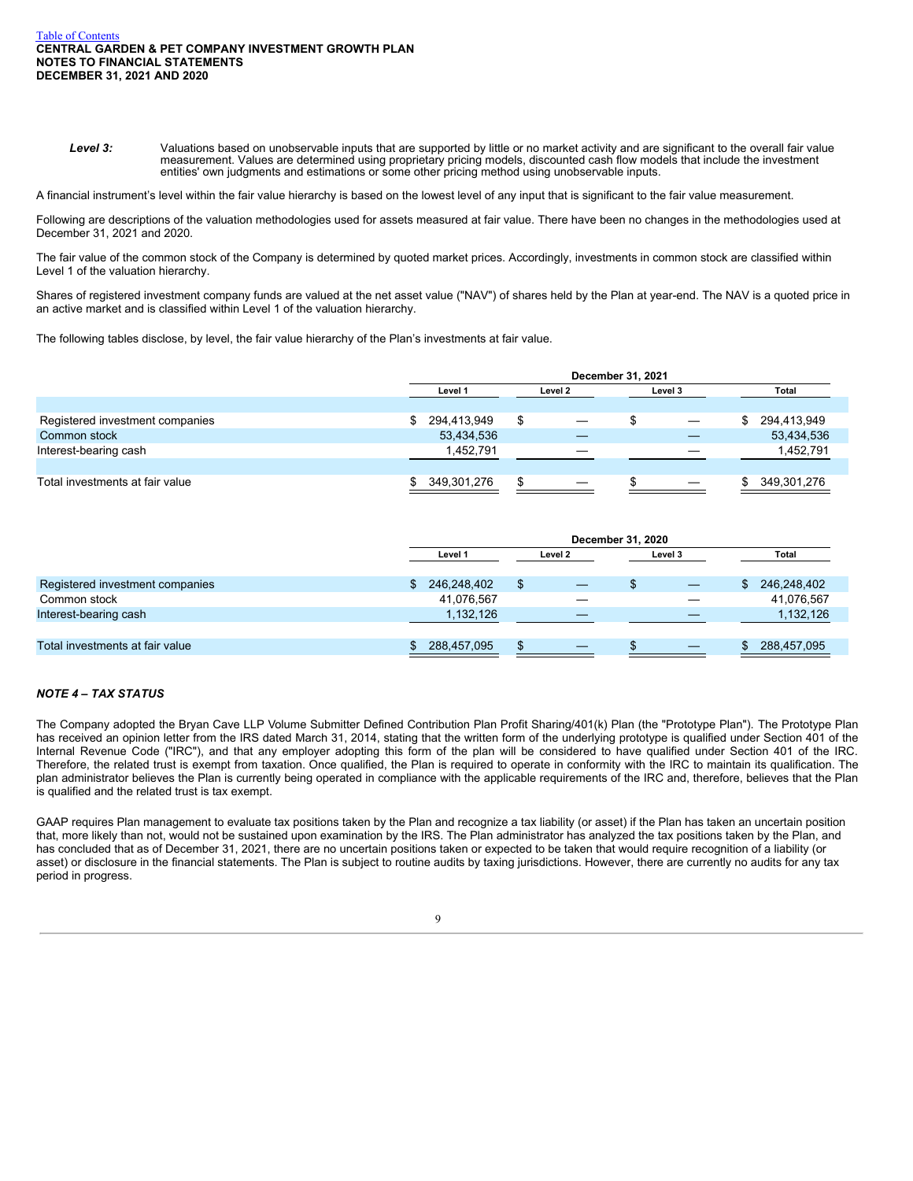***Level 3:*** Valuations based on unobservable inputs that are supported by little or no market activity and are significant to the overall fair value measurement. Values are determined using proprietary pricing models, discounted cash flow models that include the investment entities' own judgments and estimations or some other pricing method using unobservable inputs.

A financial instrument's level within the fair value hierarchy is based on the lowest level of any input that is significant to the fair value measurement.

Following are descriptions of the valuation methodologies used for assets measured at fair value. There have been no changes in the methodologies used at December 31, 2021 and 2020.

The fair value of the common stock of the Company is determined by quoted market prices. Accordingly, investments in common stock are classified within Level 1 of the valuation hierarchy.

Shares of registered investment company funds are valued at the net asset value ("NAV") of shares held by the Plan at year-end. The NAV is a quoted price in an active market and is classified within Level 1 of the valuation hierarchy.

The following tables disclose, by level, the fair value hierarchy of the Plan's investments at fair value.

| | December 31, 2021 | | | |
|---|---|---|---|---|
| | Level 1 | Level 2 | Level 3 | Total |
| Registered investment companies | $ 294,413,949 | $ — | $ — | $ 294,413,949 |
| Common stock | 53,434,536 | — | — | 53,434,536 |
| Interest-bearing cash | 1,452,791 | — | — | 1,452,791 |
| Total investments at fair value | $ 349,301,276 | $ — | $ — | $ 349,301,276 |

| | December 31, 2020 | | | |
|---|---|---|---|---|
| | Level 1 | Level 2 | Level 3 | Total |
| Registered investment companies | $ 246,248,402 | $ — | $ — | $ 246,248,402 |
| Common stock | 41,076,567 | — | — | 41,076,567 |
| Interest-bearing cash | 1,132,126 | — | — | 1,132,126 |
| Total investments at fair value | $ 288,457,095 | $ — | $ — | $ 288,457,095 |

### *NOTE 4 – TAX STATUS*

The Company adopted the Bryan Cave LLP Volume Submitter Defined Contribution Plan Profit Sharing/401(k) Plan (the "Prototype Plan"). The Prototype Plan has received an opinion letter from the IRS dated March 31, 2014, stating that the written form of the underlying prototype is qualified under Section 401 of the Internal Revenue Code ("IRC"), and that any employer adopting this form of the plan will be considered to have qualified under Section 401 of the IRC. Therefore, the related trust is exempt from taxation. Once qualified, the Plan is required to operate in conformity with the IRC to maintain its qualification. The plan administrator believes the Plan is currently being operated in compliance with the applicable requirements of the IRC and, therefore, believes that the Plan is qualified and the related trust is tax exempt.

GAAP requires Plan management to evaluate tax positions taken by the Plan and recognize a tax liability (or asset) if the Plan has taken an uncertain position that, more likely than not, would not be sustained upon examination by the IRS. The Plan administrator has analyzed the tax positions taken by the Plan, and has concluded that as of December 31, 2021, there are no uncertain positions taken or expected to be taken that would require recognition of a liability (or asset) or disclosure in the financial statements. The Plan is subject to routine audits by taxing jurisdictions. However, there are currently no audits for any tax period in progress.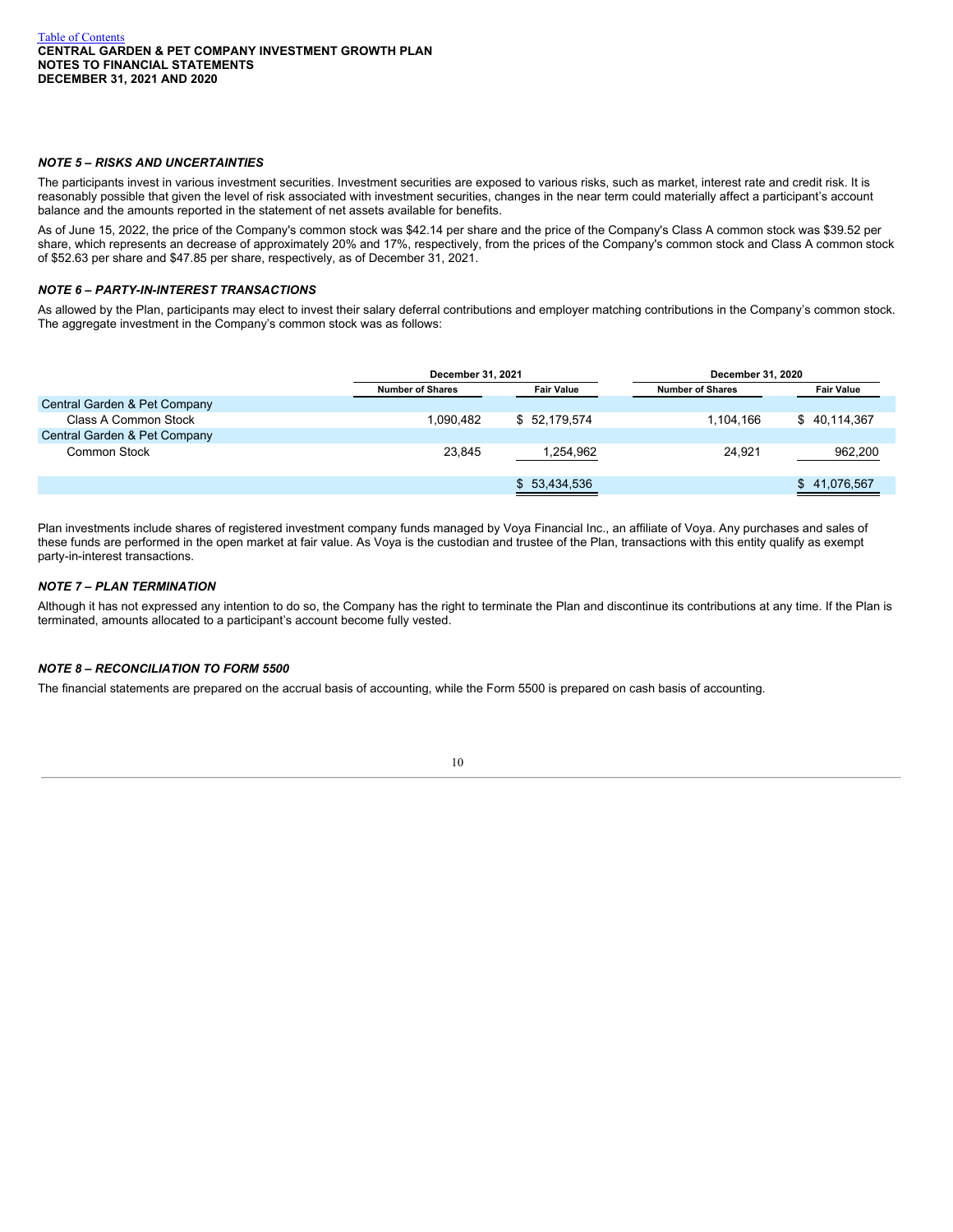### *NOTE 5 – RISKS AND UNCERTAINTIES*

The participants invest in various investment securities. Investment securities are exposed to various risks, such as market, interest rate and credit risk. It is reasonably possible that given the level of risk associated with investment securities, changes in the near term could materially affect a participant's account balance and the amounts reported in the statement of net assets available for benefits.

As of June 15, 2022, the price of the Company's common stock was $42.14 per share and the price of the Company's Class A common stock was $39.52 per share, which represents an decrease of approximately 20% and 17%, respectively, from the prices of the Company's common stock and Class A common stock of $52.63 per share and $47.85 per share, respectively, as of December 31, 2021.

### *NOTE 6 – PARTY-IN-INTEREST TRANSACTIONS*

As allowed by the Plan, participants may elect to invest their salary deferral contributions and employer matching contributions in the Company's common stock. The aggregate investment in the Company's common stock was as follows:

| | December 31, 2021 | | December 31, 2020 | |
|---|---|---|---|---|
| | Number of Shares | Fair Value | Number of Shares | Fair Value |
| Central Garden & Pet Company | | | | |
| Class A Common Stock | 1,090,482 | $ 52,179,574 | 1,104,166 | $ 40,114,367 |
| Central Garden & Pet Company | | | | |
| Common Stock | 23,845 | 1,254,962 | 24,921 | 962,200 |
| | | $ 53,434,536 | | $ 41,076,567 |

Plan investments include shares of registered investment company funds managed by Voya Financial Inc., an affiliate of Voya. Any purchases and sales of these funds are performed in the open market at fair value. As Voya is the custodian and trustee of the Plan, transactions with this entity qualify as exempt party-in-interest transactions.

### *NOTE 7 – PLAN TERMINATION*

Although it has not expressed any intention to do so, the Company has the right to terminate the Plan and discontinue its contributions at any time. If the Plan is terminated, amounts allocated to a participant's account become fully vested.

### *NOTE 8 – RECONCILIATION TO FORM 5500*

The financial statements are prepared on the accrual basis of accounting, while the Form 5500 is prepared on cash basis of accounting.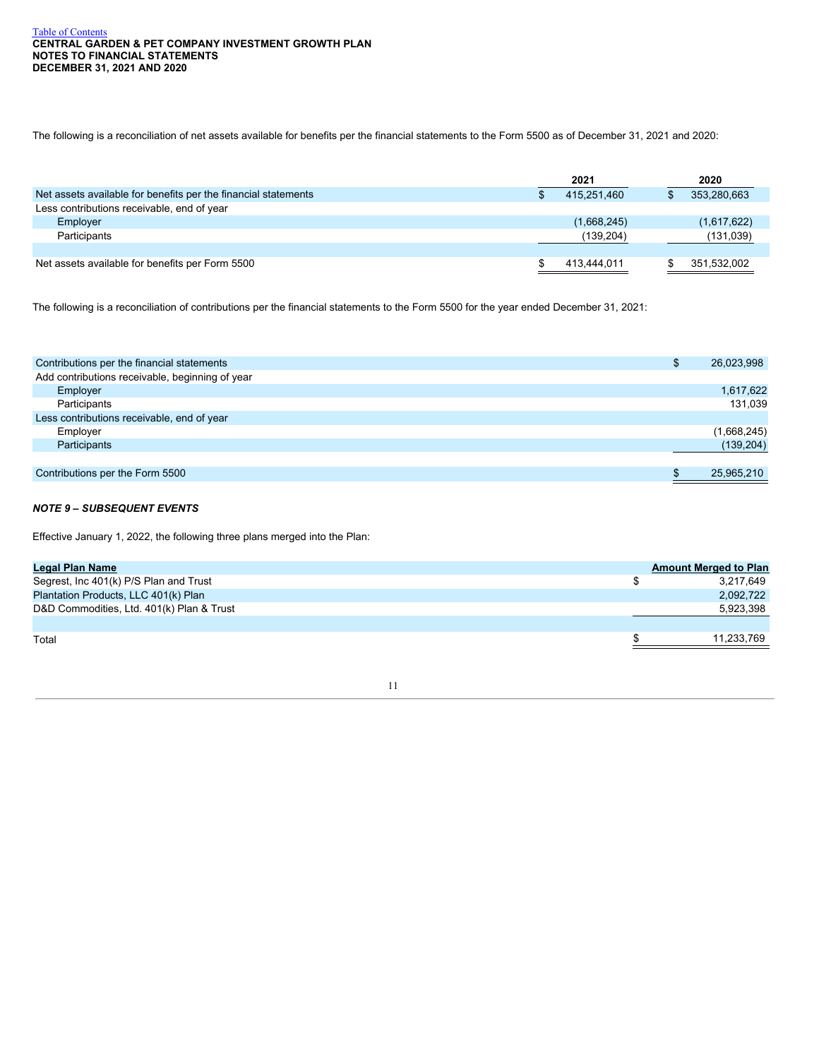The following is a reconciliation of net assets available for benefits per the financial statements to the Form 5500 as of December 31, 2021 and 2020:

| | 2021 | 2020 |
|---|---|---|
| Net assets available for benefits per the financial statements | $ 415,251,460 | $ 353,280,663 |
| Less contributions receivable, end of year | | |
| Employer | (1,668,245) | (1,617,622) |
| Participants | (139,204) | (131,039) |
| Net assets available for benefits per Form 5500 | $ 413,444,011 | $ 351,532,002 |

The following is a reconciliation of contributions per the financial statements to the Form 5500 for the year ended December 31, 2021:

| | |
|---|---|
| Contributions per the financial statements | $ 26,023,998 |
| Add contributions receivable, beginning of year | |
| Employer | 1,617,622 |
| Participants | 131,039 |
| Less contributions receivable, end of year | |
| Employer | (1,668,245) |
| Participants | (139,204) |
| Contributions per the Form 5500 | $ 25,965,210 |

***NOTE 9 – SUBSEQUENT EVENTS***

Effective January 1, 2022, the following three plans merged into the Plan:

| Legal Plan Name | Amount Merged to Plan |
|---|---|
| Segrest, Inc 401(k) P/S Plan and Trust | $ 3,217,649 |
| Plantation Products, LLC 401(k) Plan | 2,092,722 |
| D&D Commodities, Ltd. 401(k) Plan & Trust | 5,923,398 |
| Total | $ 11,233,769 |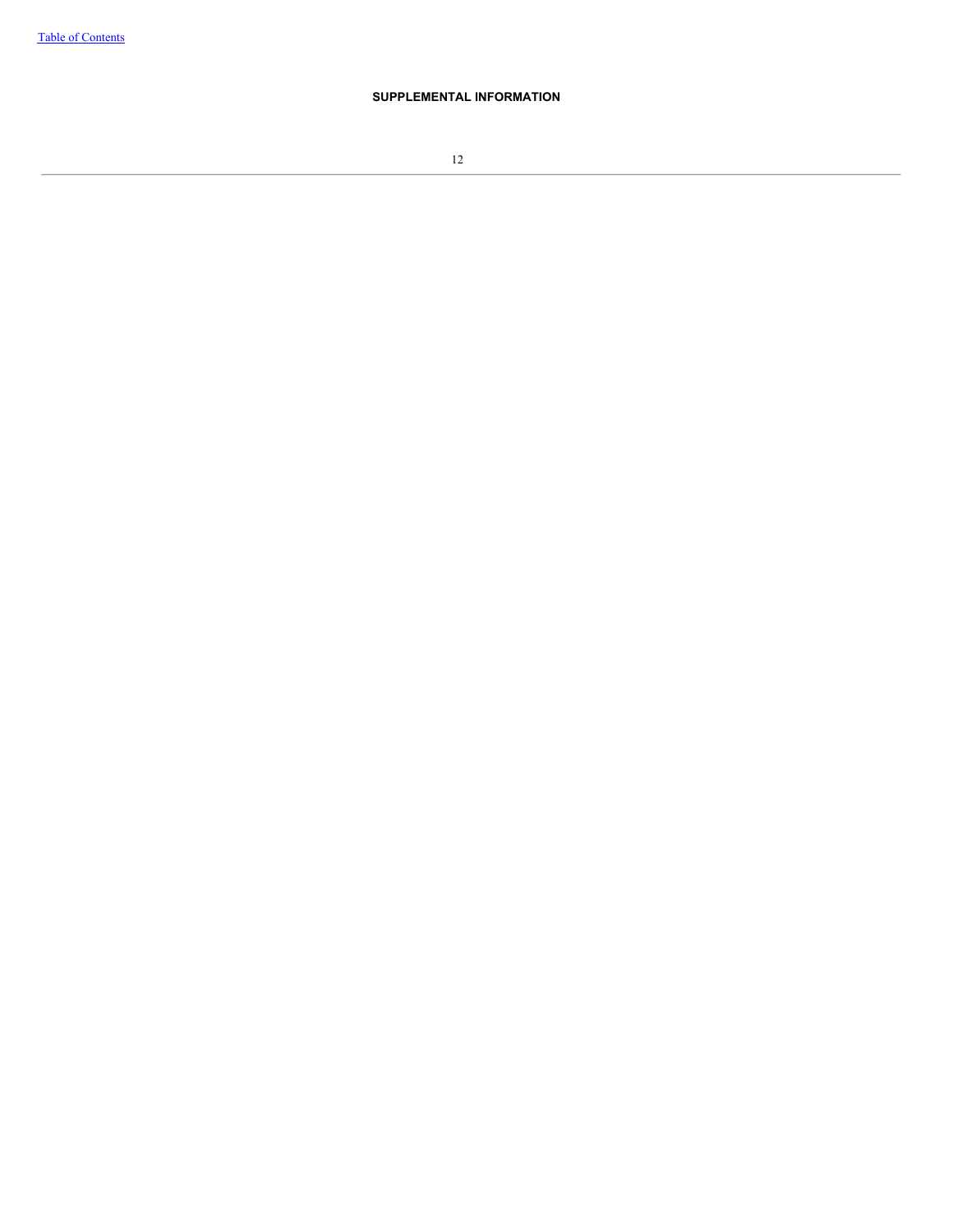**SUPPLEMENTAL INFORMATION**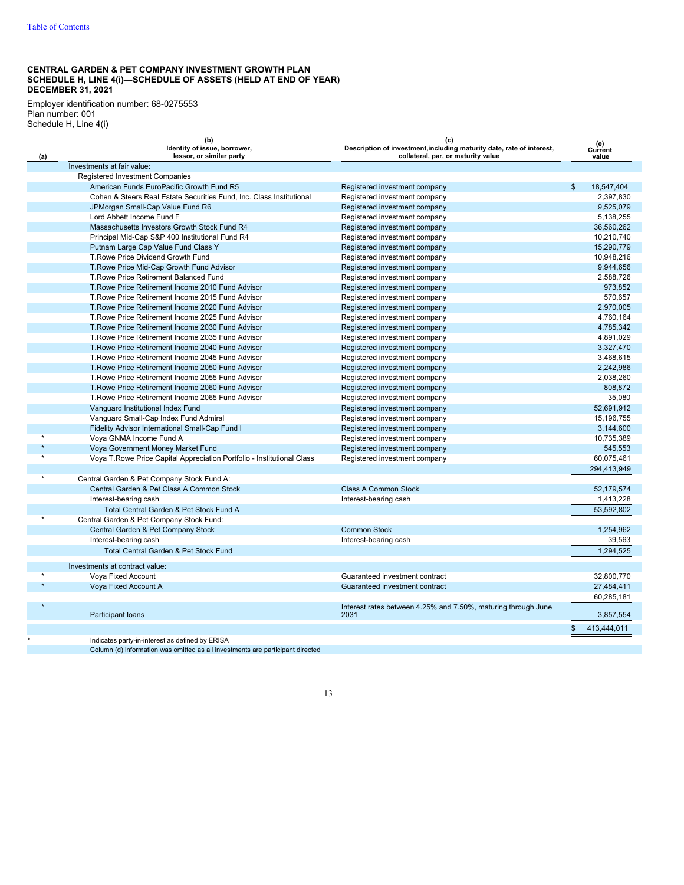[Table of Contents](#)

**CENTRAL GARDEN & PET COMPANY INVESTMENT GROWTH PLAN**
**SCHEDULE H, LINE 4(i)—SCHEDULE OF ASSETS (HELD AT END OF YEAR)**
**DECEMBER 31, 2021**

Employer identification number: 68-0275553
Plan number: 001
Schedule H, Line 4(i)

| (a) | (b) Identity of issue, borrower, lessor, or similar party | (c) Description of investment,including maturity date, rate of interest, collateral, par, or maturity value | (e) Current value |
|---|---|---|---|
| | Investments at fair value: | | |
| | Registered Investment Companies | | |
| | American Funds EuroPacific Growth Fund R5 | Registered investment company | $ 18,547,404 |
| | Cohen & Steers Real Estate Securities Fund, Inc. Class Institutional | Registered investment company | 2,397,830 |
| | JPMorgan Small-Cap Value Fund R6 | Registered investment company | 9,525,079 |
| | Lord Abbett Income Fund F | Registered investment company | 5,138,255 |
| | Massachusetts Investors Growth Stock Fund R4 | Registered investment company | 36,560,262 |
| | Principal Mid-Cap S&P 400 Institutional Fund R4 | Registered investment company | 10,210,740 |
| | Putnam Large Cap Value Fund Class Y | Registered investment company | 15,290,779 |
| | T.Rowe Price Dividend Growth Fund | Registered investment company | 10,948,216 |
| | T.Rowe Price Mid-Cap Growth Fund Advisor | Registered investment company | 9,944,656 |
| | T.Rowe Price Retirement Balanced Fund | Registered investment company | 2,588,726 |
| | T.Rowe Price Retirement Income 2010 Fund Advisor | Registered investment company | 973,852 |
| | T.Rowe Price Retirement Income 2015 Fund Advisor | Registered investment company | 570,657 |
| | T.Rowe Price Retirement Income 2020 Fund Advisor | Registered investment company | 2,970,005 |
| | T.Rowe Price Retirement Income 2025 Fund Advisor | Registered investment company | 4,760,164 |
| | T.Rowe Price Retirement Income 2030 Fund Advisor | Registered investment company | 4,785,342 |
| | T.Rowe Price Retirement Income 2035 Fund Advisor | Registered investment company | 4,891,029 |
| | T.Rowe Price Retirement Income 2040 Fund Advisor | Registered investment company | 3,327,470 |
| | T.Rowe Price Retirement Income 2045 Fund Advisor | Registered investment company | 3,468,615 |
| | T.Rowe Price Retirement Income 2050 Fund Advisor | Registered investment company | 2,242,986 |
| | T.Rowe Price Retirement Income 2055 Fund Advisor | Registered investment company | 2,038,260 |
| | T.Rowe Price Retirement Income 2060 Fund Advisor | Registered investment company | 808,872 |
| | T.Rowe Price Retirement Income 2065 Fund Advisor | Registered investment company | 35,080 |
| | Vanguard Institutional Index Fund | Registered investment company | 52,691,912 |
| | Vanguard Small-Cap Index Fund Admiral | Registered investment company | 15,196,755 |
| | Fidelity Advisor International Small-Cap Fund I | Registered investment company | 3,144,600 |
| * | Voya GNMA Income Fund A | Registered investment company | 10,735,389 |
| * | Voya Government Money Market Fund | Registered investment company | 545,553 |
| * | Voya T.Rowe Price Capital Appreciation Portfolio - Institutional Class | Registered investment company | 60,075,461 |
| | | | 294,413,949 |
| * | Central Garden & Pet Company Stock Fund A: | | |
| | Central Garden & Pet Class A Common Stock | Class A Common Stock | 52,179,574 |
| | Interest-bearing cash | Interest-bearing cash | 1,413,228 |
| | Total Central Garden & Pet Stock Fund A | | 53,592,802 |
| * | Central Garden & Pet Company Stock Fund: | | |
| | Central Garden & Pet Company Stock | Common Stock | 1,254,962 |
| | Interest-bearing cash | Interest-bearing cash | 39,563 |
| | Total Central Garden & Pet Stock Fund | | 1,294,525 |
| | Investments at contract value: | | |
| * | Voya Fixed Account | Guaranteed investment contract | 32,800,770 |
| * | Voya Fixed Account A | Guaranteed investment contract | 27,484,411 |
| | | | 60,285,181 |
| * | Participant loans | Interest rates between 4.25% and 7.50%, maturing through June 2031 | 3,857,554 |
| | | | $ 413,444,011 |

\* Indicates party-in-interest as defined by ERISA

Column (d) information was omitted as all investments are participant directed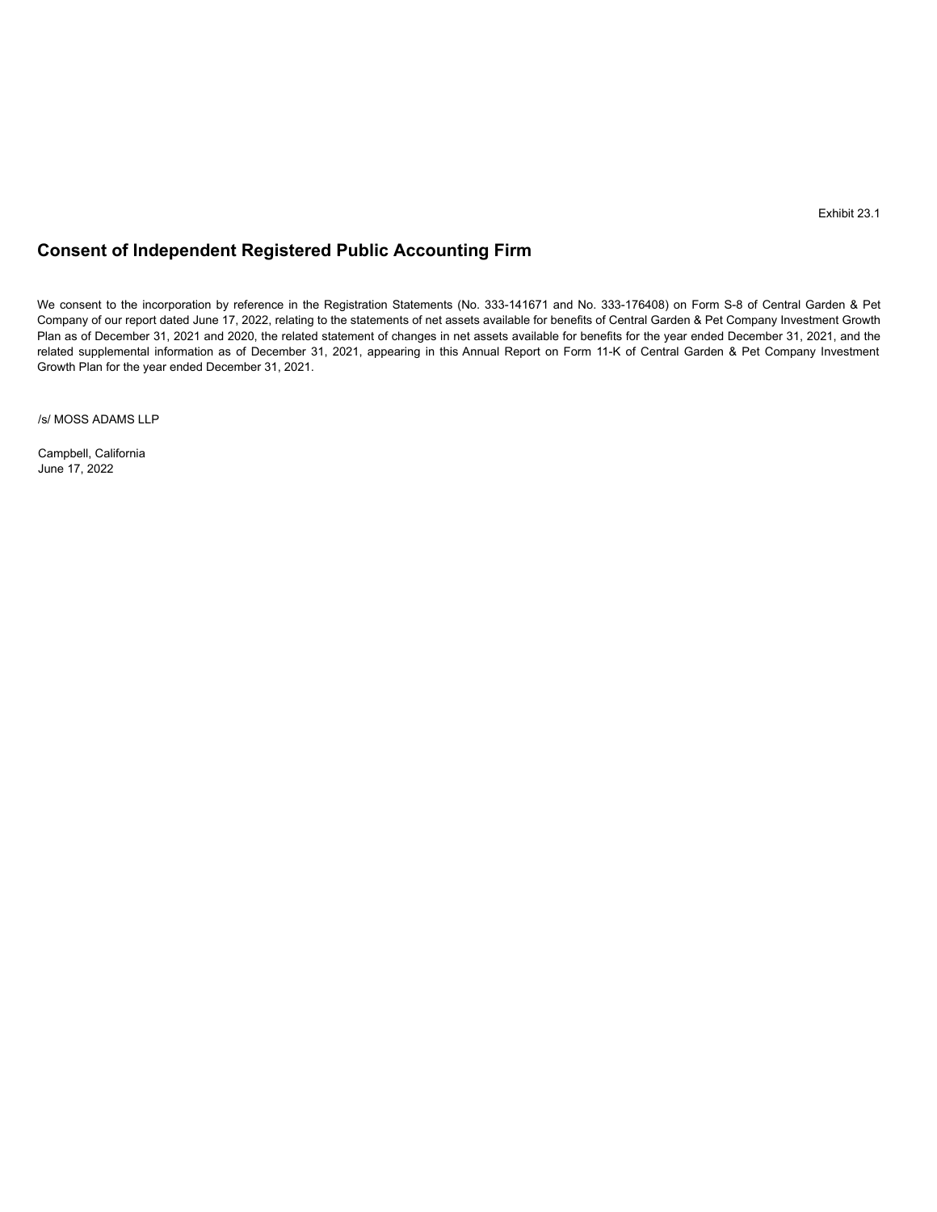Exhibit 23.1

## Consent of Independent Registered Public Accounting Firm

We consent to the incorporation by reference in the Registration Statements (No. 333-141671 and No. 333-176408) on Form S-8 of Central Garden & Pet Company of our report dated June 17, 2022, relating to the statements of net assets available for benefits of Central Garden & Pet Company Investment Growth Plan as of December 31, 2021 and 2020, the related statement of changes in net assets available for benefits for the year ended December 31, 2021, and the related supplemental information as of December 31, 2021, appearing in this Annual Report on Form 11-K of Central Garden & Pet Company Investment Growth Plan for the year ended December 31, 2021.

/s/ MOSS ADAMS LLP

Campbell, California
June 17, 2022